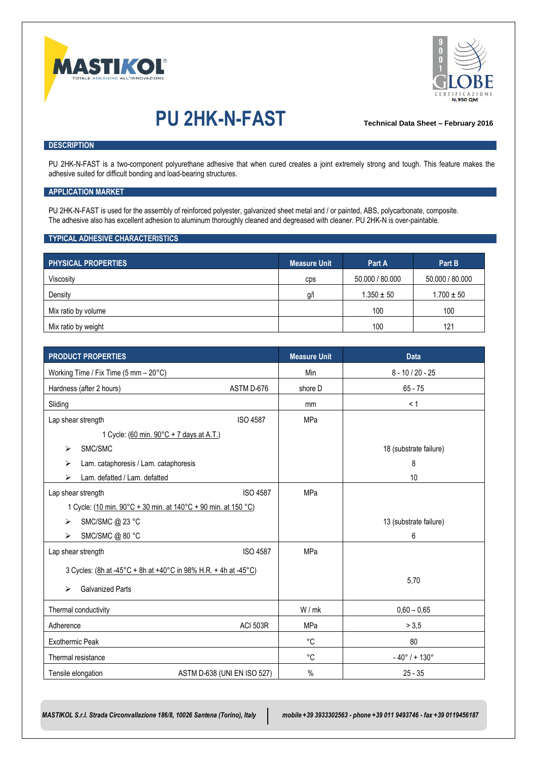# PU 2HK-N-FAST

**Technical Data Sheet – February 2016**

## DESCRIPTION

PU 2HK-N-FAST is a two-component polyurethane adhesive that when cured creates a joint extremely strong and tough. This feature makes the adhesive suited for difficult bonding and load-bearing structures.

## APPLICATION MARKET

PU 2HK-N-FAST is used for the assembly of reinforced polyester, galvanized sheet metal and / or painted, ABS, polycarbonate, composite.
The adhesive also has excellent adhesion to aluminum thoroughly cleaned and degreased with cleaner. PU 2HK-N is over-paintable.

## TYPICAL ADHESIVE CHARACTERISTICS

| PHYSICAL PROPERTIES | Measure Unit | Part A | Part B |
|---|---|---|---|
| Viscosity | cps | 50.000 / 80.000 | 50.000 / 80.000 |
| Density | g/l | 1.350 ± 50 | 1.700 ± 50 |
| Mix ratio by volume | | 100 | 100 |
| Mix ratio by weight | | 100 | 121 |

| PRODUCT PROPERTIES | | Measure Unit | Data |
|---|---|---|---|
| Working Time / Fix Time (5 mm – 20°C) | | Min | 8 - 10 / 20 - 25 |
| Hardness (after 2 hours) | ASTM D-676 | shore D | 65 - 75 |
| Sliding | | mm | < 1 |
| Lap shear strength | ISO 4587 | MPa | |
| 1 Cycle: (60 min. 90°C + 7 days at A.T.) | | | |
| ➢ SMC/SMC | | | 18 (substrate failure) |
| ➢ Lam. cataphoresis / Lam. cataphoresis | | | 8 |
| ➢ Lam. defatted / Lam. defatted | | | 10 |
| Lap shear strength | ISO 4587 | MPa | |
| 1 Cycle: (10 min. 90°C + 30 min. at 140°C + 90 min. at 150 °C) | | | |
| ➢ SMC/SMC @ 23 °C | | | 13 (substrate failure) |
| ➢ SMC/SMC @ 80 °C | | | 6 |
| Lap shear strength | ISO 4587 | MPa | |
| 3 Cycles: (8h at -45°C + 8h at +40°C in 98% H.R. + 4h at -45°C) | | | |
| ➢ Galvanized Parts | | | 5,70 |
| Thermal conductivity | | W / mk | 0,60 – 0,65 |
| Adherence | ACI 503R | MPa | > 3,5 |
| Exothermic Peak | | °C | 80 |
| Thermal resistance | | °C | - 40° / + 130° |
| Tensile elongation | ASTM D-638 (UNI EN ISO 527) | % | 25 - 35 |

*MASTIKOL S.r.l. Strada Circonvallazione 186/8, 10026 Santena (Torino), Italy* | *mobile +39 3933302563 - phone +39 011 9493746 - fax +39 0119456187*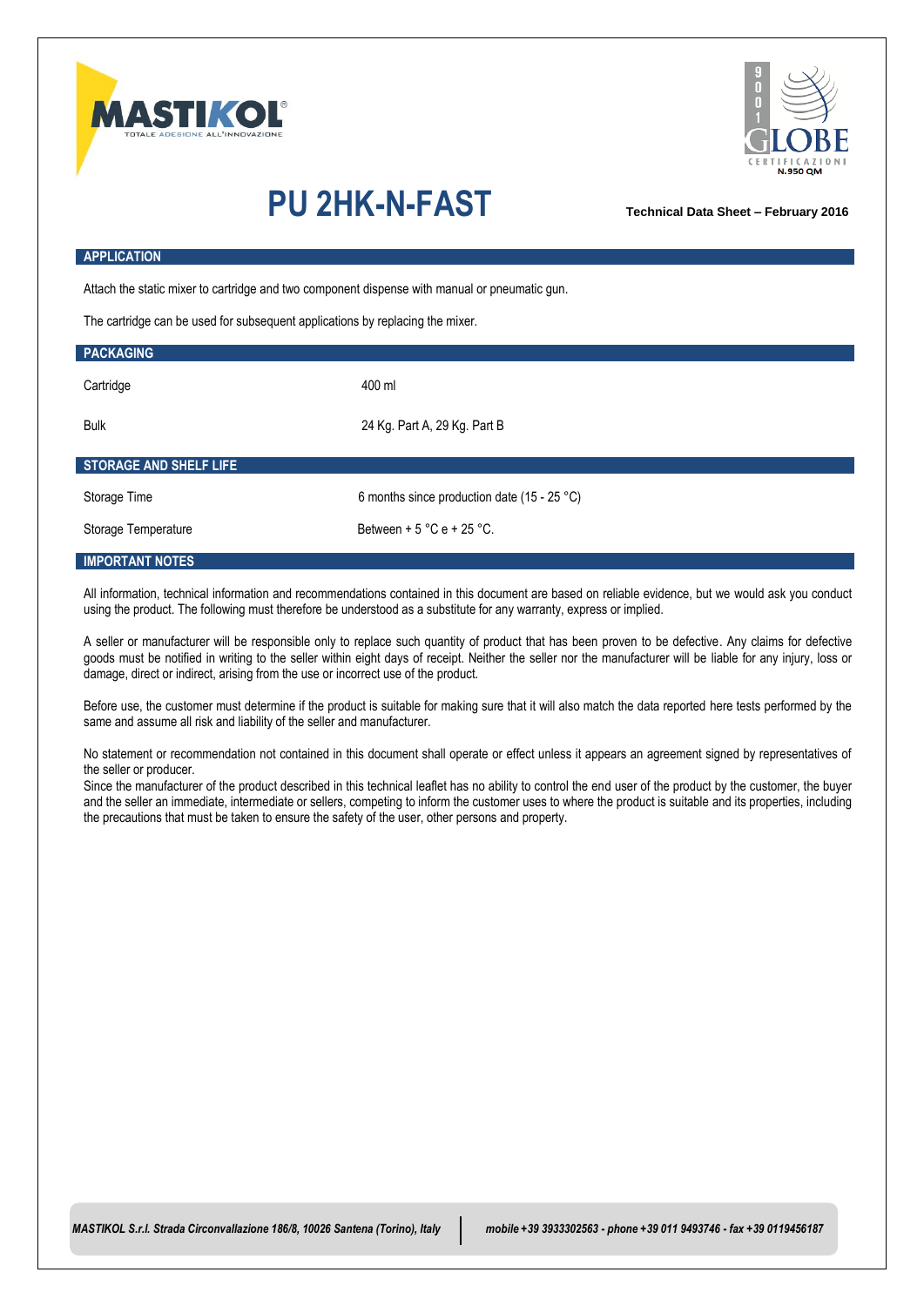# PU 2HK-N-FAST

**Technical Data Sheet – February 2016**

## APPLICATION

Attach the static mixer to cartridge and two component dispense with manual or pneumatic gun.

The cartridge can be used for subsequent applications by replacing the mixer.

## PACKAGING

| | |
|---|---|
| Cartridge | 400 ml |
| Bulk | 24 Kg. Part A, 29 Kg. Part B |

## STORAGE AND SHELF LIFE

| | |
|---|---|
| Storage Time | 6 months since production date (15 - 25 °C) |
| Storage Temperature | Between + 5 °C e + 25 °C. |

## IMPORTANT NOTES

All information, technical information and recommendations contained in this document are based on reliable evidence, but we would ask you conduct using the product. The following must therefore be understood as a substitute for any warranty, express or implied.

A seller or manufacturer will be responsible only to replace such quantity of product that has been proven to be defective. Any claims for defective goods must be notified in writing to the seller within eight days of receipt. Neither the seller nor the manufacturer will be liable for any injury, loss or damage, direct or indirect, arising from the use or incorrect use of the product.

Before use, the customer must determine if the product is suitable for making sure that it will also match the data reported here tests performed by the same and assume all risk and liability of the seller and manufacturer.

No statement or recommendation not contained in this document shall operate or effect unless it appears an agreement signed by representatives of the seller or producer.

Since the manufacturer of the product described in this technical leaflet has no ability to control the end user of the product by the customer, the buyer and the seller an immediate, intermediate or sellers, competing to inform the customer uses to where the product is suitable and its properties, including the precautions that must be taken to ensure the safety of the user, other persons and property.